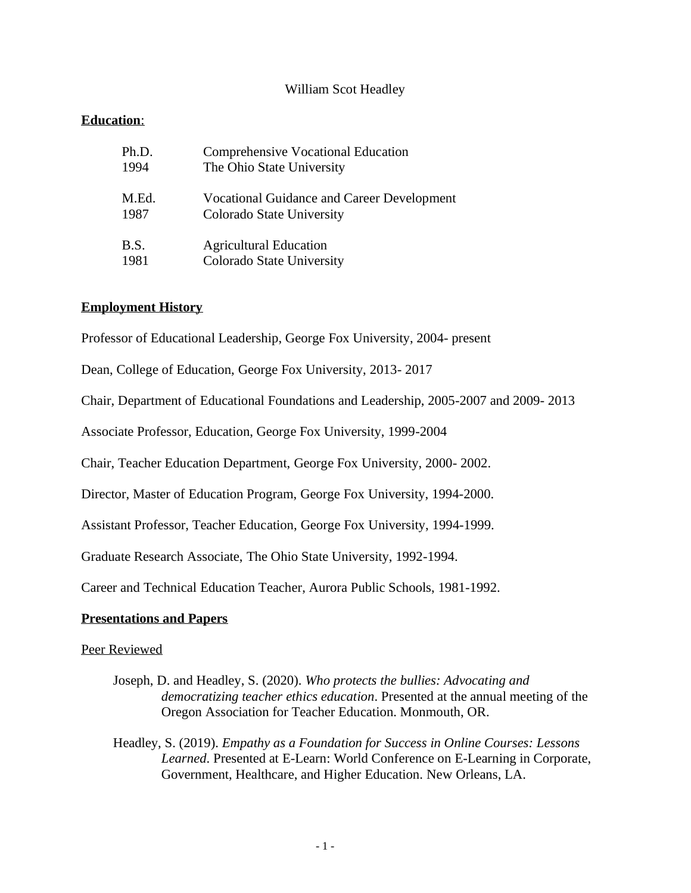# William Scot Headley

## Education:

| | |
|---|---|
| Ph.D. 1994 | Comprehensive Vocational Education<br>The Ohio State University |
| M.Ed. 1987 | Vocational Guidance and Career Development<br>Colorado State University |
| B.S. 1981 | Agricultural Education<br>Colorado State University |

## Employment History

Professor of Educational Leadership, George Fox University, 2004- present

Dean, College of Education, George Fox University, 2013- 2017

Chair, Department of Educational Foundations and Leadership, 2005-2007 and 2009- 2013

Associate Professor, Education, George Fox University, 1999-2004

Chair, Teacher Education Department, George Fox University, 2000- 2002.

Director, Master of Education Program, George Fox University, 1994-2000.

Assistant Professor, Teacher Education, George Fox University, 1994-1999.

Graduate Research Associate, The Ohio State University, 1992-1994.

Career and Technical Education Teacher, Aurora Public Schools, 1981-1992.

## Presentations and Papers

### Peer Reviewed

Joseph, D. and Headley, S. (2020). *Who protects the bullies: Advocating and democratizing teacher ethics education*. Presented at the annual meeting of the Oregon Association for Teacher Education. Monmouth, OR.

Headley, S. (2019). *Empathy as a Foundation for Success in Online Courses: Lessons Learned*. Presented at E-Learn: World Conference on E-Learning in Corporate, Government, Healthcare, and Higher Education. New Orleans, LA.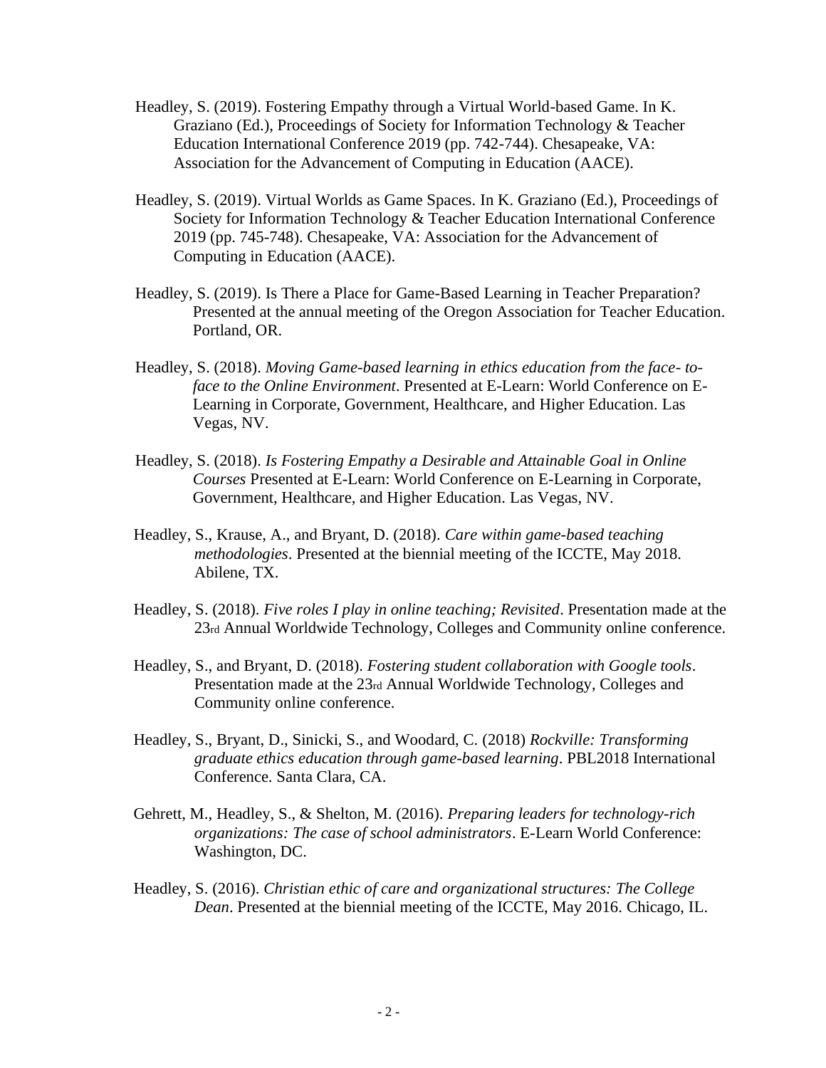Headley, S. (2019). Fostering Empathy through a Virtual World-based Game. In K. Graziano (Ed.), Proceedings of Society for Information Technology & Teacher Education International Conference 2019 (pp. 742-744). Chesapeake, VA: Association for the Advancement of Computing in Education (AACE).

Headley, S. (2019). Virtual Worlds as Game Spaces. In K. Graziano (Ed.), Proceedings of Society for Information Technology & Teacher Education International Conference 2019 (pp. 745-748). Chesapeake, VA: Association for the Advancement of Computing in Education (AACE).

Headley, S. (2019). Is There a Place for Game-Based Learning in Teacher Preparation? Presented at the annual meeting of the Oregon Association for Teacher Education. Portland, OR.

Headley, S. (2018). *Moving Game-based learning in ethics education from the face- to-face to the Online Environment*. Presented at E-Learn: World Conference on E-Learning in Corporate, Government, Healthcare, and Higher Education. Las Vegas, NV.

Headley, S. (2018). *Is Fostering Empathy a Desirable and Attainable Goal in Online Courses* Presented at E-Learn: World Conference on E-Learning in Corporate, Government, Healthcare, and Higher Education. Las Vegas, NV.

Headley, S., Krause, A., and Bryant, D. (2018). *Care within game-based teaching methodologies*. Presented at the biennial meeting of the ICCTE, May 2018. Abilene, TX.

Headley, S. (2018). *Five roles I play in online teaching; Revisited*. Presentation made at the 23rd Annual Worldwide Technology, Colleges and Community online conference.

Headley, S., and Bryant, D. (2018). *Fostering student collaboration with Google tools*. Presentation made at the 23rd Annual Worldwide Technology, Colleges and Community online conference.

Headley, S., Bryant, D., Sinicki, S., and Woodard, C. (2018) *Rockville: Transforming graduate ethics education through game-based learning*. PBL2018 International Conference. Santa Clara, CA.

Gehrett, M., Headley, S., & Shelton, M. (2016). *Preparing leaders for technology-rich organizations: The case of school administrators*. E-Learn World Conference: Washington, DC.

Headley, S. (2016). *Christian ethic of care and organizational structures: The College Dean*. Presented at the biennial meeting of the ICCTE, May 2016. Chicago, IL.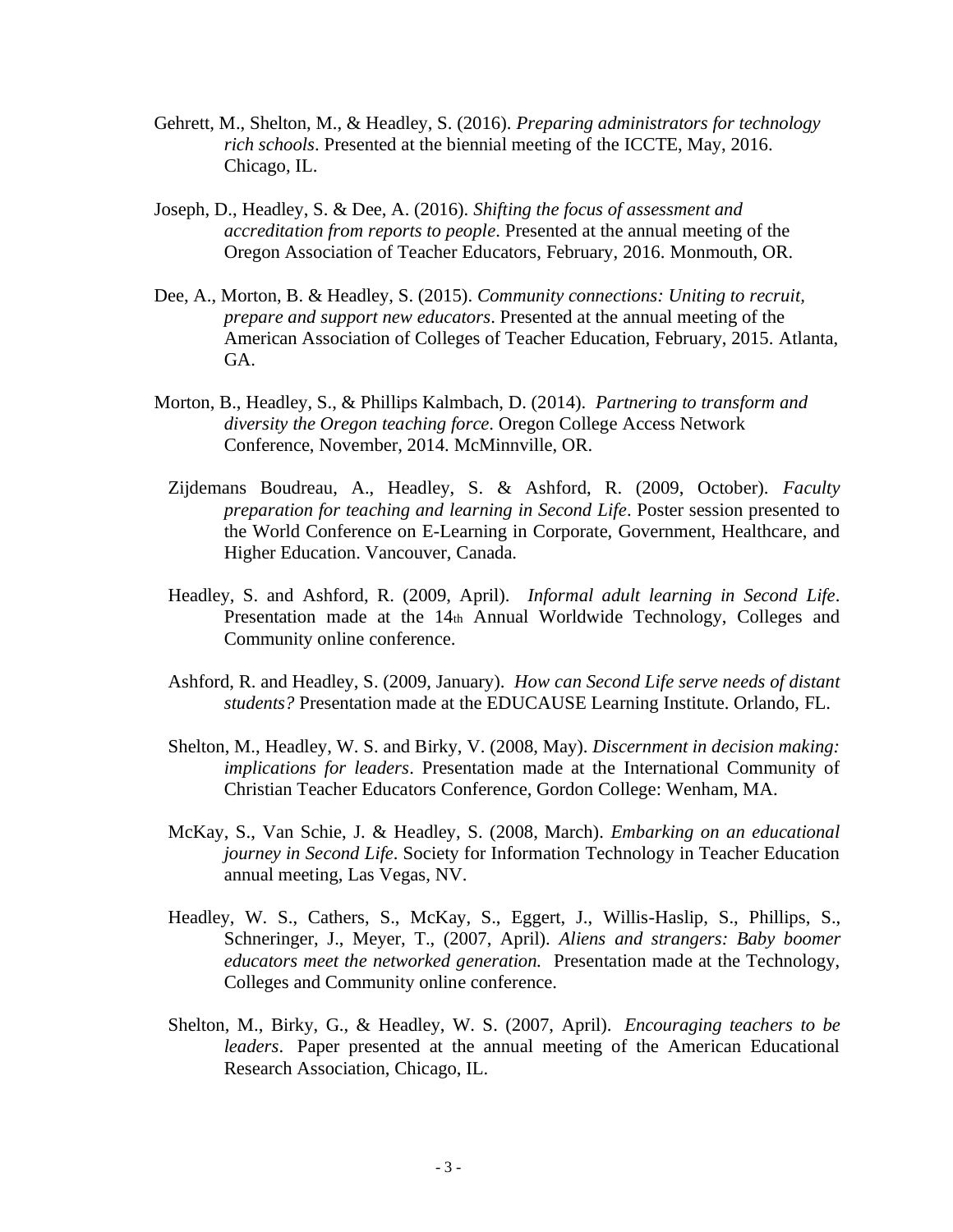Gehrett, M., Shelton, M., & Headley, S. (2016). *Preparing administrators for technology rich schools*. Presented at the biennial meeting of the ICCTE, May, 2016. Chicago, IL.

Joseph, D., Headley, S. & Dee, A. (2016). *Shifting the focus of assessment and accreditation from reports to people*. Presented at the annual meeting of the Oregon Association of Teacher Educators, February, 2016. Monmouth, OR.

Dee, A., Morton, B. & Headley, S. (2015). *Community connections: Uniting to recruit, prepare and support new educators*. Presented at the annual meeting of the American Association of Colleges of Teacher Education, February, 2015. Atlanta, GA.

Morton, B., Headley, S., & Phillips Kalmbach, D. (2014). *Partnering to transform and diversity the Oregon teaching force*. Oregon College Access Network Conference, November, 2014. McMinnville, OR.

Zijdemans Boudreau, A., Headley, S. & Ashford, R. (2009, October). *Faculty preparation for teaching and learning in Second Life*. Poster session presented to the World Conference on E-Learning in Corporate, Government, Healthcare, and Higher Education. Vancouver, Canada.

Headley, S. and Ashford, R. (2009, April). *Informal adult learning in Second Life*. Presentation made at the 14th Annual Worldwide Technology, Colleges and Community online conference.

Ashford, R. and Headley, S. (2009, January). *How can Second Life serve needs of distant students?* Presentation made at the EDUCAUSE Learning Institute. Orlando, FL.

Shelton, M., Headley, W. S. and Birky, V. (2008, May). *Discernment in decision making: implications for leaders*. Presentation made at the International Community of Christian Teacher Educators Conference, Gordon College: Wenham, MA.

McKay, S., Van Schie, J. & Headley, S. (2008, March). *Embarking on an educational journey in Second Life*. Society for Information Technology in Teacher Education annual meeting, Las Vegas, NV.

Headley, W. S., Cathers, S., McKay, S., Eggert, J., Willis-Haslip, S., Phillips, S., Schneringer, J., Meyer, T., (2007, April). *Aliens and strangers: Baby boomer educators meet the networked generation.* Presentation made at the Technology, Colleges and Community online conference.

Shelton, M., Birky, G., & Headley, W. S. (2007, April). *Encouraging teachers to be leaders*. Paper presented at the annual meeting of the American Educational Research Association, Chicago, IL.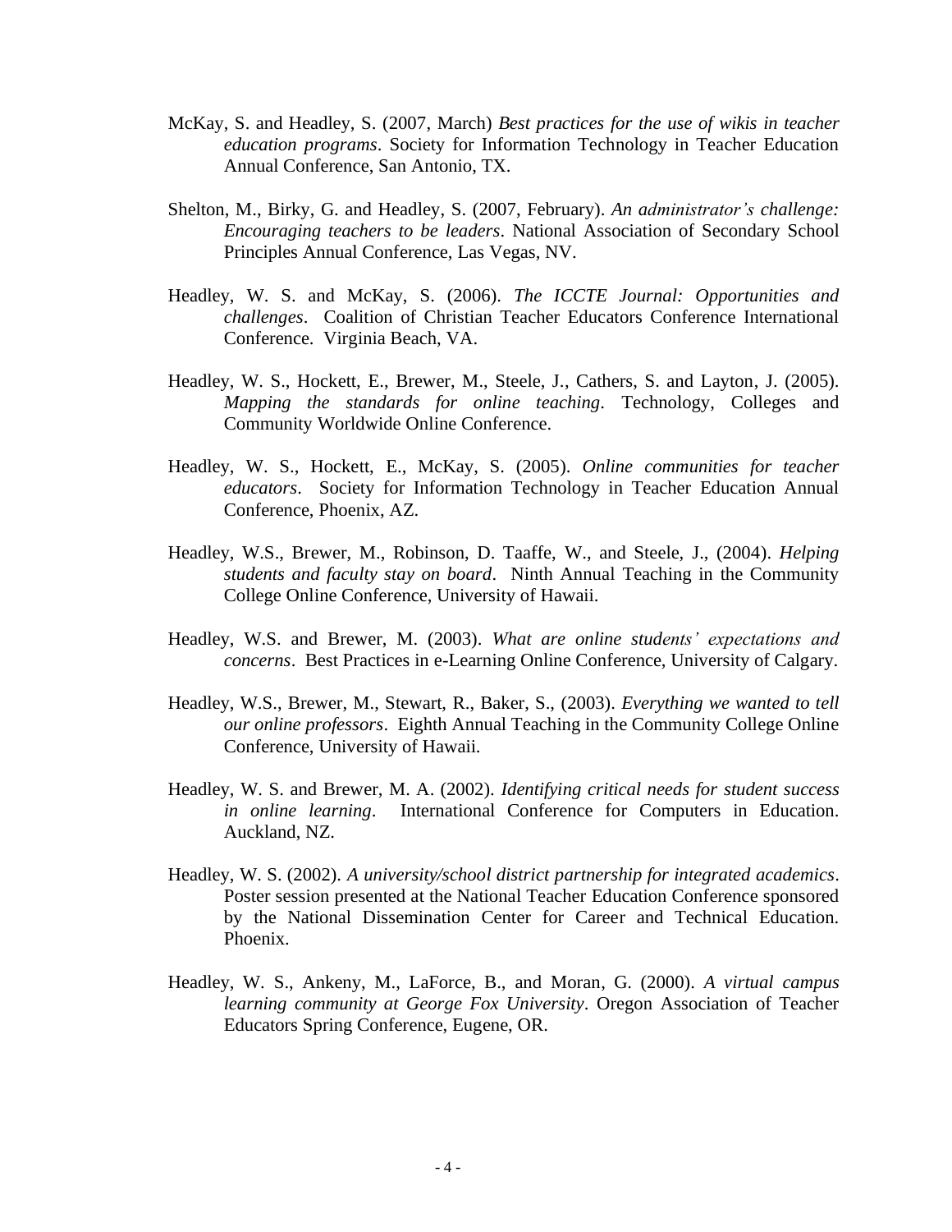McKay, S. and Headley, S. (2007, March) *Best practices for the use of wikis in teacher education programs*. Society for Information Technology in Teacher Education Annual Conference, San Antonio, TX.

Shelton, M., Birky, G. and Headley, S. (2007, February). *An administrator's challenge: Encouraging teachers to be leaders*. National Association of Secondary School Principles Annual Conference, Las Vegas, NV.

Headley, W. S. and McKay, S. (2006). *The ICCTE Journal: Opportunities and challenges*. Coalition of Christian Teacher Educators Conference International Conference. Virginia Beach, VA.

Headley, W. S., Hockett, E., Brewer, M., Steele, J., Cathers, S. and Layton, J. (2005). *Mapping the standards for online teaching*. Technology, Colleges and Community Worldwide Online Conference.

Headley, W. S., Hockett, E., McKay, S. (2005). *Online communities for teacher educators*. Society for Information Technology in Teacher Education Annual Conference, Phoenix, AZ.

Headley, W.S., Brewer, M., Robinson, D. Taaffe, W., and Steele, J., (2004). *Helping students and faculty stay on board*. Ninth Annual Teaching in the Community College Online Conference, University of Hawaii.

Headley, W.S. and Brewer, M. (2003). *What are online students' expectations and concerns*. Best Practices in e-Learning Online Conference, University of Calgary.

Headley, W.S., Brewer, M., Stewart, R., Baker, S., (2003). *Everything we wanted to tell our online professors*. Eighth Annual Teaching in the Community College Online Conference, University of Hawaii.

Headley, W. S. and Brewer, M. A. (2002). *Identifying critical needs for student success in online learning*. International Conference for Computers in Education. Auckland, NZ.

Headley, W. S. (2002). *A university/school district partnership for integrated academics*. Poster session presented at the National Teacher Education Conference sponsored by the National Dissemination Center for Career and Technical Education. Phoenix.

Headley, W. S., Ankeny, M., LaForce, B., and Moran, G. (2000). *A virtual campus learning community at George Fox University*. Oregon Association of Teacher Educators Spring Conference, Eugene, OR.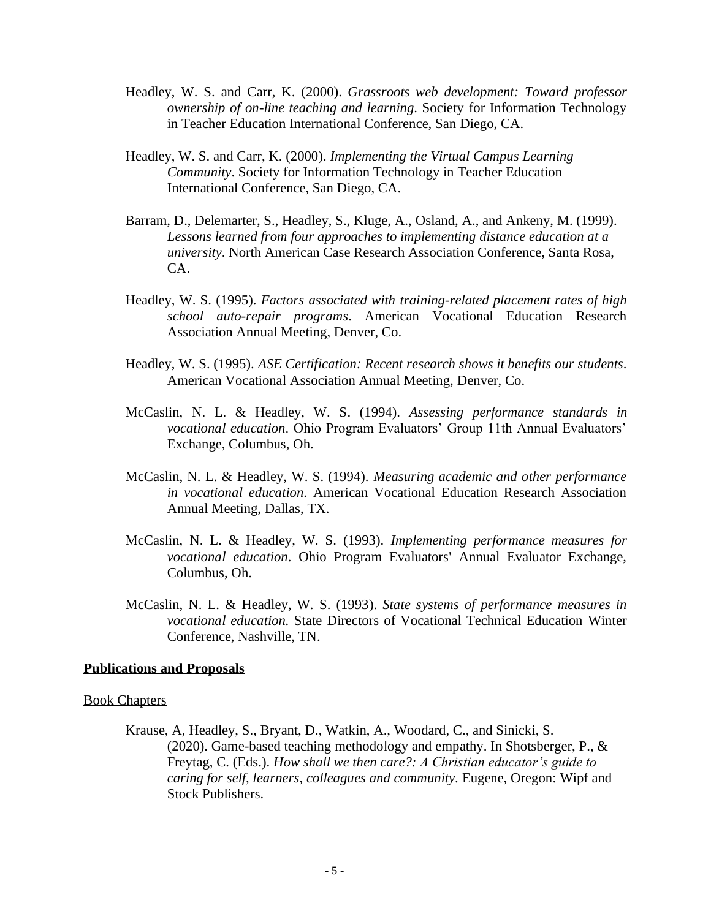Headley, W. S. and Carr, K. (2000). *Grassroots web development: Toward professor ownership of on-line teaching and learning*. Society for Information Technology in Teacher Education International Conference, San Diego, CA.

Headley, W. S. and Carr, K. (2000). *Implementing the Virtual Campus Learning Community*. Society for Information Technology in Teacher Education International Conference, San Diego, CA.

Barram, D., Delemarter, S., Headley, S., Kluge, A., Osland, A., and Ankeny, M. (1999). *Lessons learned from four approaches to implementing distance education at a university*. North American Case Research Association Conference, Santa Rosa, CA.

Headley, W. S. (1995). *Factors associated with training-related placement rates of high school auto-repair programs*. American Vocational Education Research Association Annual Meeting, Denver, Co.

Headley, W. S. (1995). *ASE Certification: Recent research shows it benefits our students*. American Vocational Association Annual Meeting, Denver, Co.

McCaslin, N. L. & Headley, W. S. (1994). *Assessing performance standards in vocational education*. Ohio Program Evaluators' Group 11th Annual Evaluators' Exchange, Columbus, Oh.

McCaslin, N. L. & Headley, W. S. (1994). *Measuring academic and other performance in vocational education*. American Vocational Education Research Association Annual Meeting, Dallas, TX.

McCaslin, N. L. & Headley, W. S. (1993). *Implementing performance measures for vocational education*. Ohio Program Evaluators' Annual Evaluator Exchange, Columbus, Oh.

McCaslin, N. L. & Headley, W. S. (1993). *State systems of performance measures in vocational education.* State Directors of Vocational Technical Education Winter Conference, Nashville, TN.

## Publications and Proposals

### Book Chapters

Krause, A, Headley, S., Bryant, D., Watkin, A., Woodard, C., and Sinicki, S. (2020). Game-based teaching methodology and empathy. In Shotsberger, P., & Freytag, C. (Eds.). *How shall we then care?: A Christian educator's guide to caring for self, learners, colleagues and community*. Eugene, Oregon: Wipf and Stock Publishers.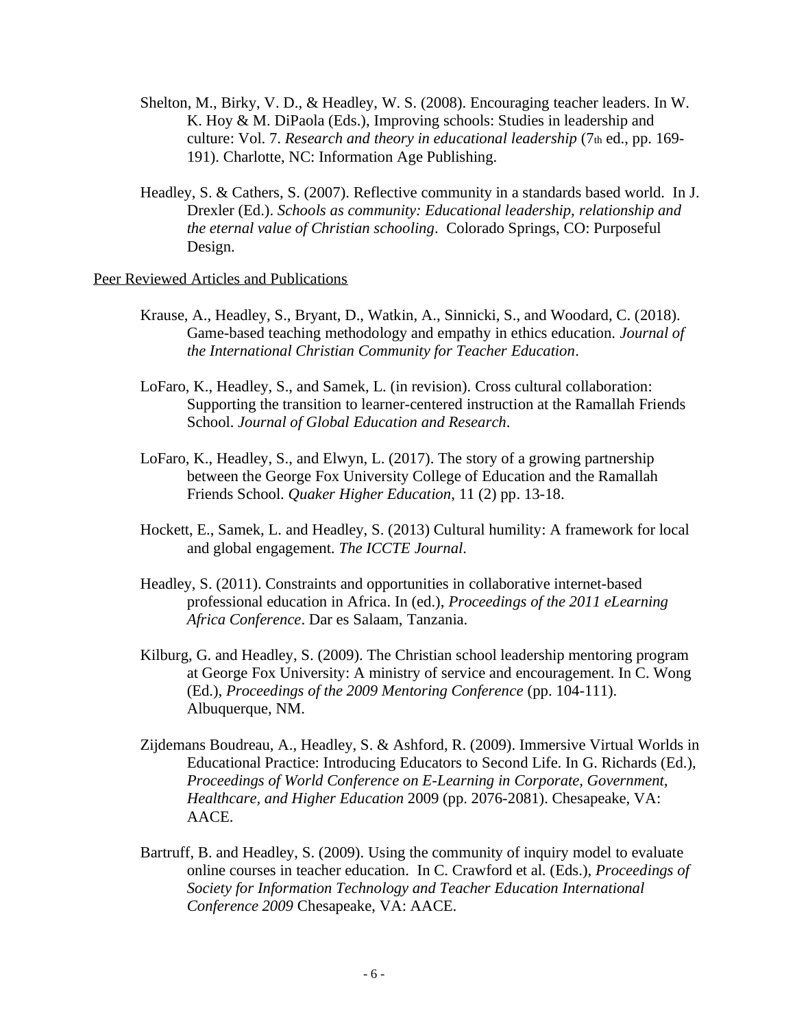Shelton, M., Birky, V. D., & Headley, W. S. (2008). Encouraging teacher leaders. In W. K. Hoy & M. DiPaola (Eds.), Improving schools: Studies in leadership and culture: Vol. 7. *Research and theory in educational leadership* (7th ed., pp. 169-191). Charlotte, NC: Information Age Publishing.

Headley, S. & Cathers, S. (2007). Reflective community in a standards based world. In J. Drexler (Ed.). *Schools as community: Educational leadership, relationship and the eternal value of Christian schooling*. Colorado Springs, CO: Purposeful Design.

<u>Peer Reviewed Articles and Publications</u>

Krause, A., Headley, S., Bryant, D., Watkin, A., Sinnicki, S., and Woodard, C. (2018). Game-based teaching methodology and empathy in ethics education. *Journal of the International Christian Community for Teacher Education*.

LoFaro, K., Headley, S., and Samek, L. (in revision). Cross cultural collaboration: Supporting the transition to learner-centered instruction at the Ramallah Friends School. *Journal of Global Education and Research*.

LoFaro, K., Headley, S., and Elwyn, L. (2017). The story of a growing partnership between the George Fox University College of Education and the Ramallah Friends School. *Quaker Higher Education*, 11 (2) pp. 13-18.

Hockett, E., Samek, L. and Headley, S. (2013) Cultural humility: A framework for local and global engagement. *The ICCTE Journal*.

Headley, S. (2011). Constraints and opportunities in collaborative internet-based professional education in Africa. In (ed.), *Proceedings of the 2011 eLearning Africa Conference*. Dar es Salaam, Tanzania.

Kilburg, G. and Headley, S. (2009). The Christian school leadership mentoring program at George Fox University: A ministry of service and encouragement. In C. Wong (Ed.), *Proceedings of the 2009 Mentoring Conference* (pp. 104-111). Albuquerque, NM.

Zijdemans Boudreau, A., Headley, S. & Ashford, R. (2009). Immersive Virtual Worlds in Educational Practice: Introducing Educators to Second Life. In G. Richards (Ed.), *Proceedings of World Conference on E-Learning in Corporate, Government, Healthcare, and Higher Education* 2009 (pp. 2076-2081). Chesapeake, VA: AACE.

Bartruff, B. and Headley, S. (2009). Using the community of inquiry model to evaluate online courses in teacher education. In C. Crawford et al. (Eds.), *Proceedings of Society for Information Technology and Teacher Education International Conference 2009* Chesapeake, VA: AACE.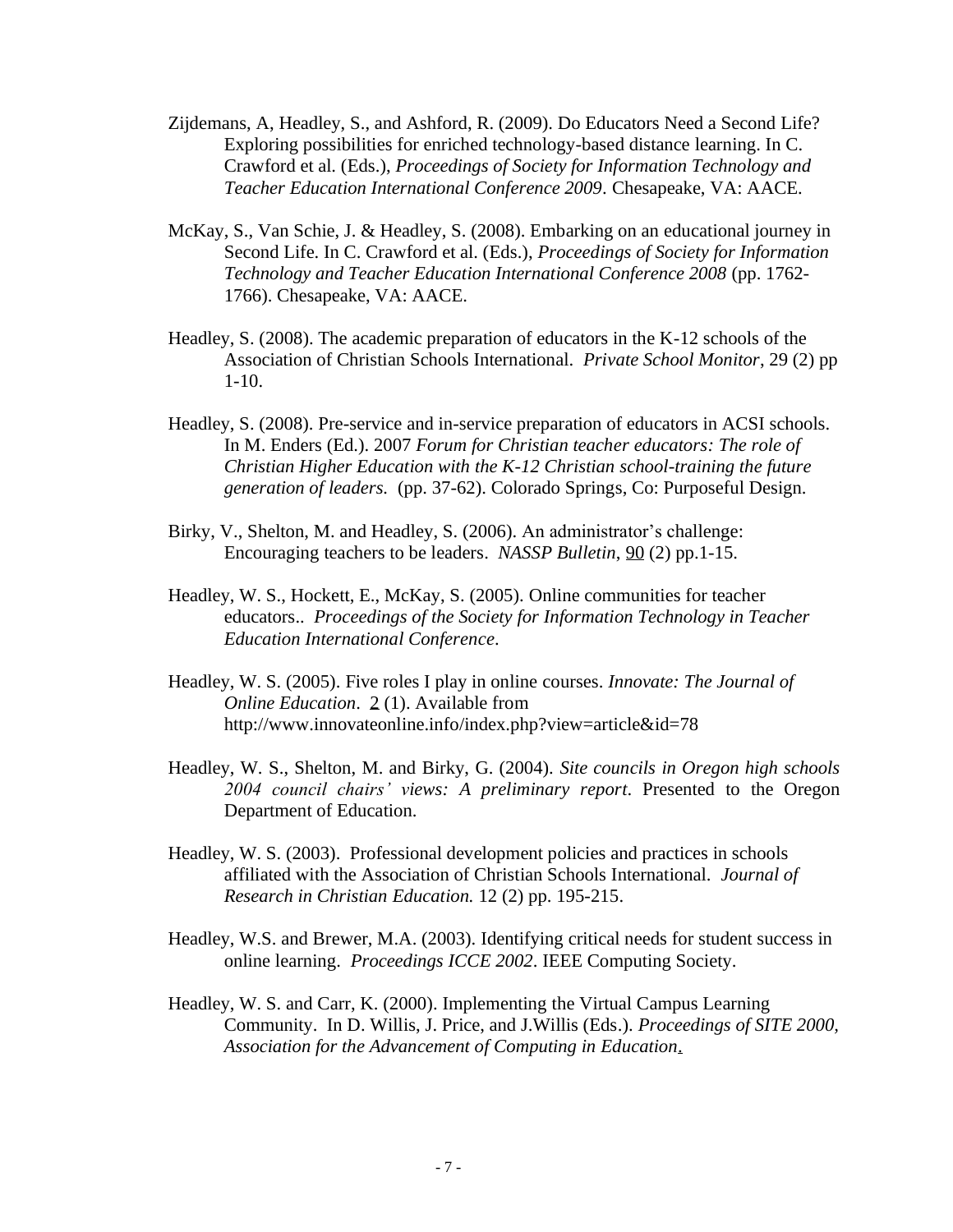Zijdemans, A, Headley, S., and Ashford, R. (2009). Do Educators Need a Second Life? Exploring possibilities for enriched technology-based distance learning. In C. Crawford et al. (Eds.), *Proceedings of Society for Information Technology and Teacher Education International Conference 2009*. Chesapeake, VA: AACE.

McKay, S., Van Schie, J. & Headley, S. (2008). Embarking on an educational journey in Second Life. In C. Crawford et al. (Eds.), *Proceedings of Society for Information Technology and Teacher Education International Conference 2008* (pp. 1762-1766). Chesapeake, VA: AACE.

Headley, S. (2008). The academic preparation of educators in the K-12 schools of the Association of Christian Schools International. *Private School Monitor*, 29 (2) pp 1-10.

Headley, S. (2008). Pre-service and in-service preparation of educators in ACSI schools. In M. Enders (Ed.). 2007 *Forum for Christian teacher educators: The role of Christian Higher Education with the K-12 Christian school-training the future generation of leaders.* (pp. 37-62). Colorado Springs, Co: Purposeful Design.

Birky, V., Shelton, M. and Headley, S. (2006). An administrator's challenge: Encouraging teachers to be leaders. *NASSP Bulletin*, 90 (2) pp.1-15.

Headley, W. S., Hockett, E., McKay, S. (2005). Online communities for teacher educators.. *Proceedings of the Society for Information Technology in Teacher Education International Conference*.

Headley, W. S. (2005). Five roles I play in online courses. *Innovate: The Journal of Online Education*. 2 (1). Available from http://www.innovateonline.info/index.php?view=article&id=78

Headley, W. S., Shelton, M. and Birky, G. (2004). *Site councils in Oregon high schools 2004 council chairs' views: A preliminary report*. Presented to the Oregon Department of Education.

Headley, W. S. (2003). Professional development policies and practices in schools affiliated with the Association of Christian Schools International. *Journal of Research in Christian Education.* 12 (2) pp. 195-215.

Headley, W.S. and Brewer, M.A. (2003). Identifying critical needs for student success in online learning. *Proceedings ICCE 2002*. IEEE Computing Society.

Headley, W. S. and Carr, K. (2000). Implementing the Virtual Campus Learning Community. In D. Willis, J. Price, and J.Willis (Eds.). *Proceedings of SITE 2000, Association for the Advancement of Computing in Education*.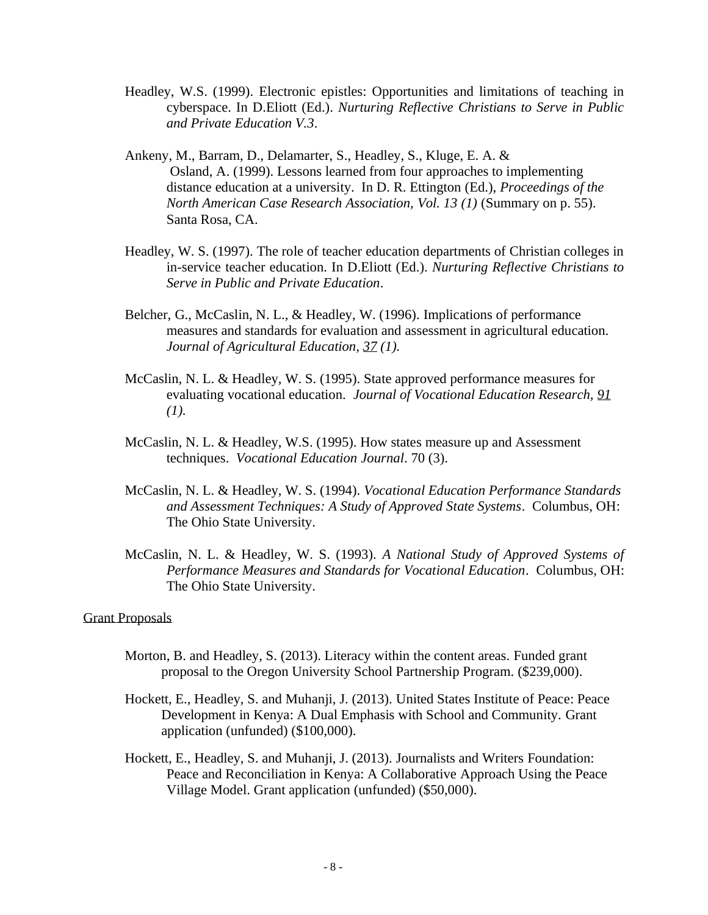Headley, W.S. (1999). Electronic epistles: Opportunities and limitations of teaching in cyberspace. In D.Eliott (Ed.). *Nurturing Reflective Christians to Serve in Public and Private Education V.3*.

Ankeny, M., Barram, D., Delamarter, S., Headley, S., Kluge, E. A. & Osland, A. (1999). Lessons learned from four approaches to implementing distance education at a university. In D. R. Ettington (Ed.), *Proceedings of the North American Case Research Association, Vol. 13 (1)* (Summary on p. 55). Santa Rosa, CA.

Headley, W. S. (1997). The role of teacher education departments of Christian colleges in in-service teacher education. In D.Eliott (Ed.). *Nurturing Reflective Christians to Serve in Public and Private Education*.

Belcher, G., McCaslin, N. L., & Headley, W. (1996). Implications of performance measures and standards for evaluation and assessment in agricultural education. *Journal of Agricultural Education, 37 (1).*

McCaslin, N. L. & Headley, W. S. (1995). State approved performance measures for evaluating vocational education. *Journal of Vocational Education Research, 91 (1).*

McCaslin, N. L. & Headley, W.S. (1995). How states measure up and Assessment techniques. *Vocational Education Journal*. 70 (3).

McCaslin, N. L. & Headley, W. S. (1994). *Vocational Education Performance Standards and Assessment Techniques: A Study of Approved State Systems*. Columbus, OH: The Ohio State University.

McCaslin, N. L. & Headley, W. S. (1993). *A National Study of Approved Systems of Performance Measures and Standards for Vocational Education*. Columbus, OH: The Ohio State University.

Grant Proposals

Morton, B. and Headley, S. (2013). Literacy within the content areas. Funded grant proposal to the Oregon University School Partnership Program. ($239,000).

Hockett, E., Headley, S. and Muhanji, J. (2013). United States Institute of Peace: Peace Development in Kenya: A Dual Emphasis with School and Community. Grant application (unfunded) ($100,000).

Hockett, E., Headley, S. and Muhanji, J. (2013). Journalists and Writers Foundation: Peace and Reconciliation in Kenya: A Collaborative Approach Using the Peace Village Model. Grant application (unfunded) ($50,000).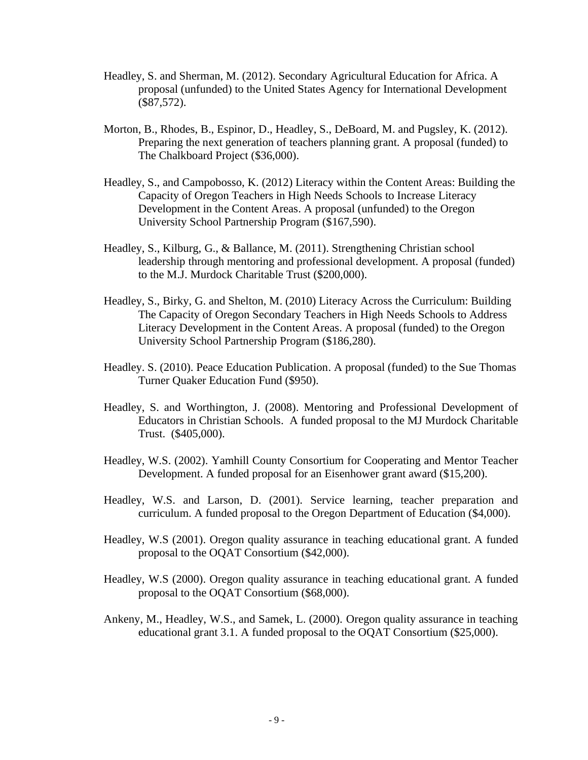Headley, S. and Sherman, M. (2012). Secondary Agricultural Education for Africa. A proposal (unfunded) to the United States Agency for International Development ($87,572).

Morton, B., Rhodes, B., Espinor, D., Headley, S., DeBoard, M. and Pugsley, K. (2012). Preparing the next generation of teachers planning grant. A proposal (funded) to The Chalkboard Project ($36,000).

Headley, S., and Campobosso, K. (2012) Literacy within the Content Areas: Building the Capacity of Oregon Teachers in High Needs Schools to Increase Literacy Development in the Content Areas. A proposal (unfunded) to the Oregon University School Partnership Program ($167,590).

Headley, S., Kilburg, G., & Ballance, M. (2011). Strengthening Christian school leadership through mentoring and professional development. A proposal (funded) to the M.J. Murdock Charitable Trust ($200,000).

Headley, S., Birky, G. and Shelton, M. (2010) Literacy Across the Curriculum: Building The Capacity of Oregon Secondary Teachers in High Needs Schools to Address Literacy Development in the Content Areas. A proposal (funded) to the Oregon University School Partnership Program ($186,280).

Headley. S. (2010). Peace Education Publication. A proposal (funded) to the Sue Thomas Turner Quaker Education Fund ($950).

Headley, S. and Worthington, J. (2008). Mentoring and Professional Development of Educators in Christian Schools. A funded proposal to the MJ Murdock Charitable Trust. ($405,000).

Headley, W.S. (2002). Yamhill County Consortium for Cooperating and Mentor Teacher Development. A funded proposal for an Eisenhower grant award ($15,200).

Headley, W.S. and Larson, D. (2001). Service learning, teacher preparation and curriculum. A funded proposal to the Oregon Department of Education ($4,000).

Headley, W.S (2001). Oregon quality assurance in teaching educational grant. A funded proposal to the OQAT Consortium ($42,000).

Headley, W.S (2000). Oregon quality assurance in teaching educational grant. A funded proposal to the OQAT Consortium ($68,000).

Ankeny, M., Headley, W.S., and Samek, L. (2000). Oregon quality assurance in teaching educational grant 3.1. A funded proposal to the OQAT Consortium ($25,000).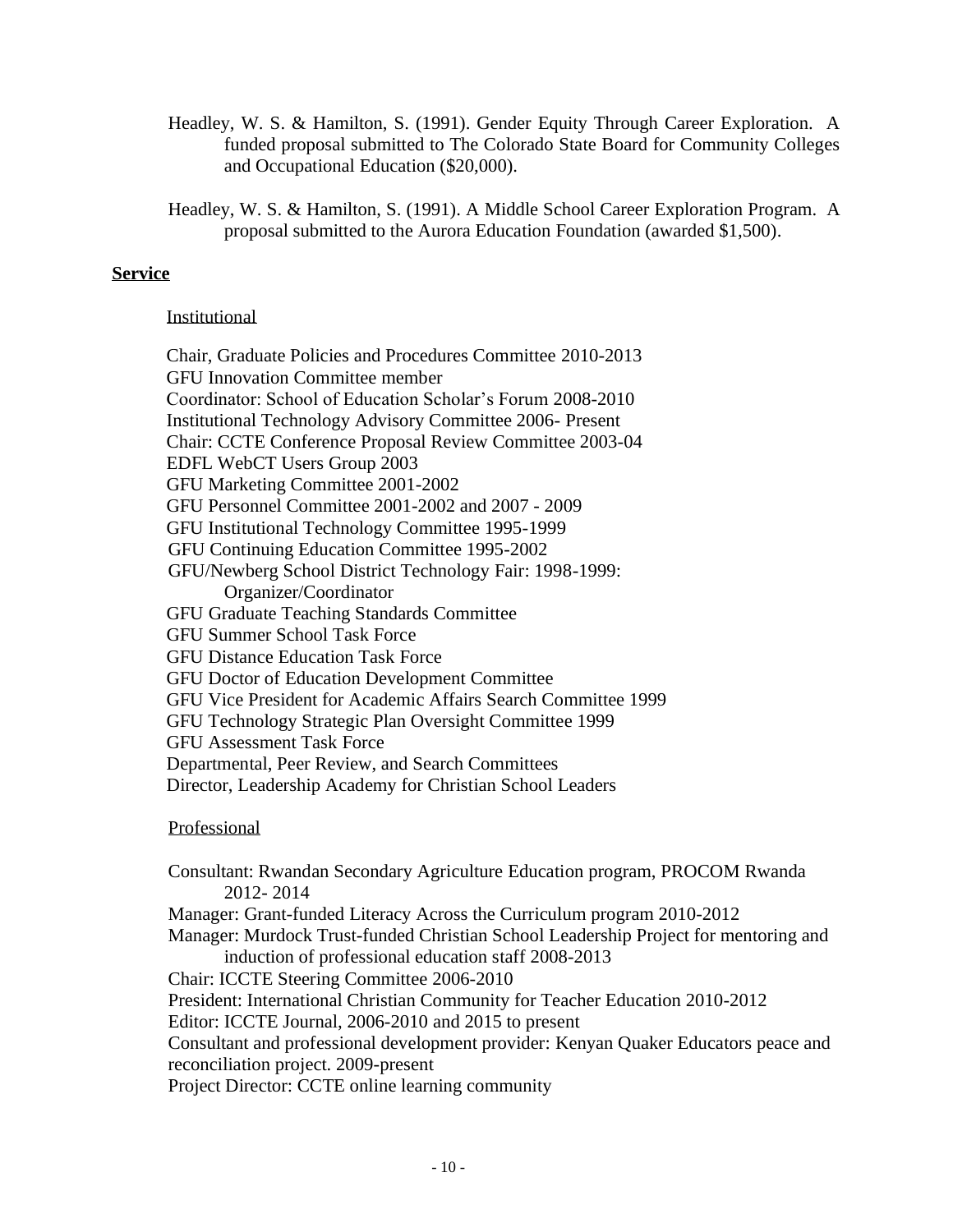Headley, W. S. & Hamilton, S. (1991). Gender Equity Through Career Exploration. A funded proposal submitted to The Colorado State Board for Community Colleges and Occupational Education ($20,000).

Headley, W. S. & Hamilton, S. (1991). A Middle School Career Exploration Program. A proposal submitted to the Aurora Education Foundation (awarded $1,500).

## **Service**

Institutional

Chair, Graduate Policies and Procedures Committee 2010-2013
GFU Innovation Committee member
Coordinator: School of Education Scholar's Forum 2008-2010
Institutional Technology Advisory Committee 2006- Present
Chair: CCTE Conference Proposal Review Committee 2003-04
EDFL WebCT Users Group 2003
GFU Marketing Committee 2001-2002
GFU Personnel Committee 2001-2002 and 2007 - 2009
GFU Institutional Technology Committee 1995-1999
GFU Continuing Education Committee 1995-2002
GFU/Newberg School District Technology Fair: 1998-1999: Organizer/Coordinator
GFU Graduate Teaching Standards Committee
GFU Summer School Task Force
GFU Distance Education Task Force
GFU Doctor of Education Development Committee
GFU Vice President for Academic Affairs Search Committee 1999
GFU Technology Strategic Plan Oversight Committee 1999
GFU Assessment Task Force
Departmental, Peer Review, and Search Committees
Director, Leadership Academy for Christian School Leaders

Professional

Consultant: Rwandan Secondary Agriculture Education program, PROCOM Rwanda 2012- 2014
Manager: Grant-funded Literacy Across the Curriculum program 2010-2012
Manager: Murdock Trust-funded Christian School Leadership Project for mentoring and induction of professional education staff 2008-2013
Chair: ICCTE Steering Committee 2006-2010
President: International Christian Community for Teacher Education 2010-2012
Editor: ICCTE Journal, 2006-2010 and 2015 to present
Consultant and professional development provider: Kenyan Quaker Educators peace and reconciliation project. 2009-present
Project Director: CCTE online learning community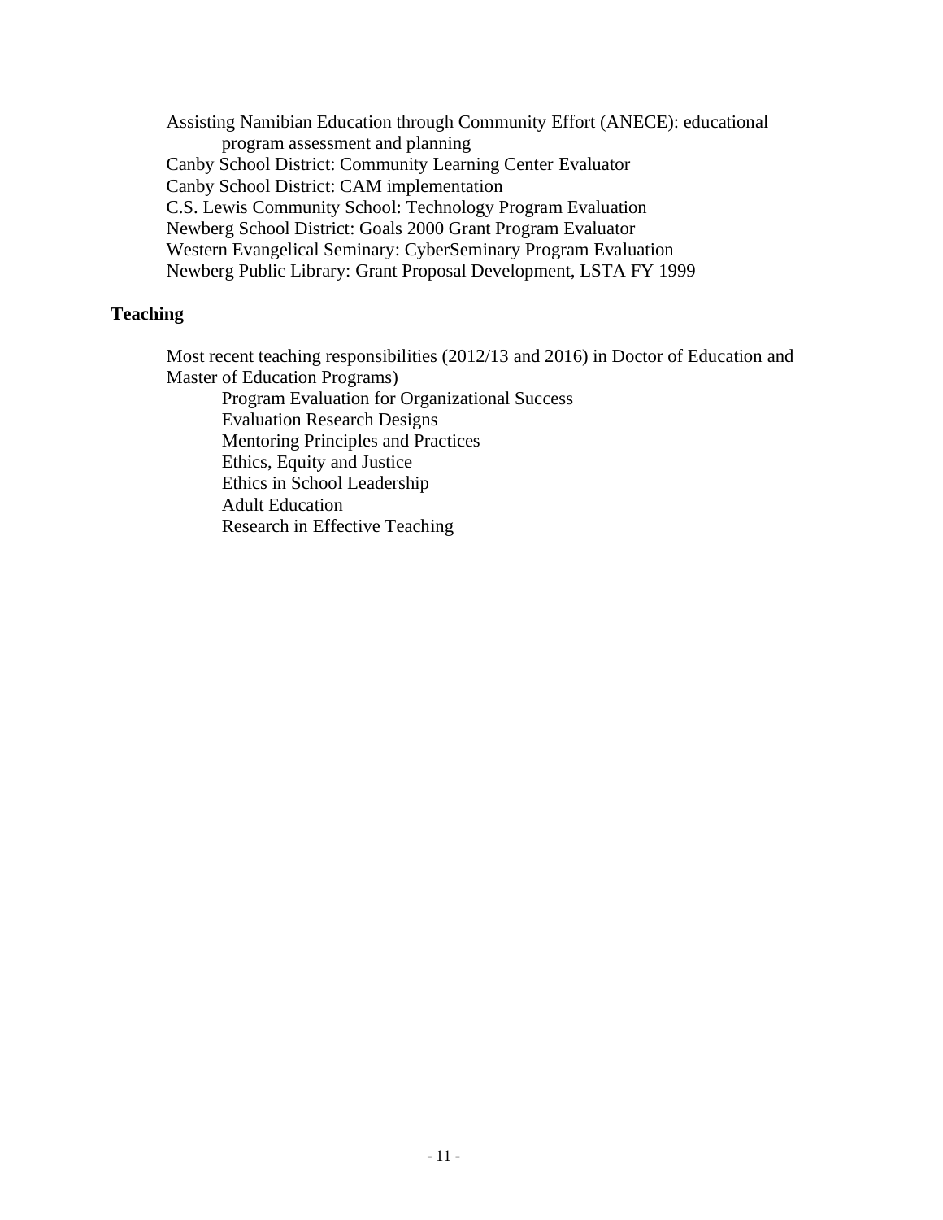Assisting Namibian Education through Community Effort (ANECE): educational program assessment and planning
Canby School District: Community Learning Center Evaluator
Canby School District: CAM implementation
C.S. Lewis Community School: Technology Program Evaluation
Newberg School District: Goals 2000 Grant Program Evaluator
Western Evangelical Seminary: CyberSeminary Program Evaluation
Newberg Public Library: Grant Proposal Development, LSTA FY 1999

## Teaching

Most recent teaching responsibilities (2012/13 and 2016) in Doctor of Education and Master of Education Programs)

- Program Evaluation for Organizational Success
- Evaluation Research Designs
- Mentoring Principles and Practices
- Ethics, Equity and Justice
- Ethics in School Leadership
- Adult Education
- Research in Effective Teaching